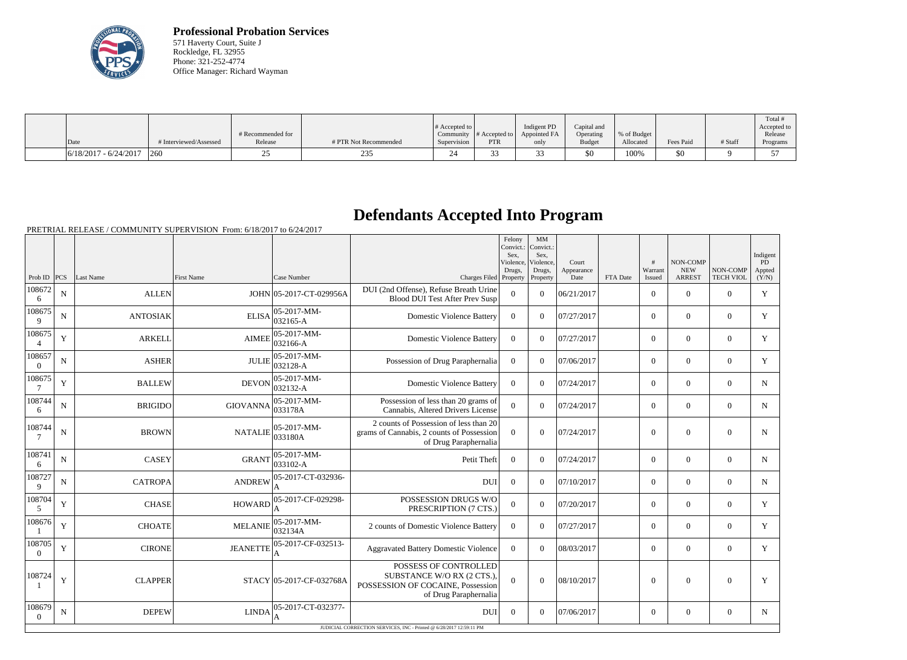**Professional Probation Services**
571 Haverty Court, Suite J
Rockledge, FL 32955
Phone: 321-252-4774
Office Manager: Richard Wayman

| Date | # Interviewed/Assessed | # Recommended for Release | # PTR Not Recommended | # Accepted to Community Supervision | # Accepted to PTR | Indigent PD Appointed FA only | Capital and Operating Budget | % of Budget Allocated | Fees Paid | # Staff | Total # Accepted to Release Programs |
|---|---|---|---|---|---|---|---|---|---|---|---|
| 6/18/2017 - 6/24/2017 | 260 | 25 | 235 | 24 | 33 | 33 | $0 | 100% | $0 | 9 | 57 |

# Defendants Accepted Into Program

PRETRIAL RELEASE / COMMUNITY SUPERVISION From: 6/18/2017 to 6/24/2017

| Prob ID | PCS | Last Name | First Name | Case Number | Charges Filed | Felony Convict.: Sex, Violence, Drugs, Property | MM Convict.: Sex, Violence, Drugs, Property | Court Appearance Date | FTA Date | # Warrant Issued | NON-COMP NEW ARREST | NON-COMP TECH VIOL | Indigent PD Appted (Y/N) |
|---|---|---|---|---|---|---|---|---|---|---|---|---|---|
| 1086726 | N | ALLEN | JOHN | 05-2017-CT-029956A | DUI (2nd Offense), Refuse Breath Urine Blood DUI Test After Prev Susp | 0 | 0 | 06/21/2017 | | 0 | 0 | 0 | Y |
| 1086759 | N | ANTOSIAK | ELISA | 05-2017-MM-032165-A | Domestic Violence Battery | 0 | 0 | 07/27/2017 | | 0 | 0 | 0 | Y |
| 1086754 | Y | ARKELL | AIMEE | 05-2017-MM-032166-A | Domestic Violence Battery | 0 | 0 | 07/27/2017 | | 0 | 0 | 0 | Y |
| 1086570 | N | ASHER | JULIE | 05-2017-MM-032128-A | Possession of Drug Paraphernalia | 0 | 0 | 07/06/2017 | | 0 | 0 | 0 | Y |
| 1086757 | Y | BALLEW | DEVON | 05-2017-MM-032132-A | Domestic Violence Battery | 0 | 0 | 07/24/2017 | | 0 | 0 | 0 | N |
| 1087446 | N | BRIGIDO | GIOVANNA | 05-2017-MM-033178A | Possession of less than 20 grams of Cannabis, Altered Drivers License | 0 | 0 | 07/24/2017 | | 0 | 0 | 0 | N |
| 1087447 | N | BROWN | NATALIE | 05-2017-MM-033180A | 2 counts of Possession of less than 20 grams of Cannabis, 2 counts of Possession of Drug Paraphernalia | 0 | 0 | 07/24/2017 | | 0 | 0 | 0 | N |
| 1087416 | N | CASEY | GRANT | 05-2017-MM-033102-A | Petit Theft | 0 | 0 | 07/24/2017 | | 0 | 0 | 0 | N |
| 1087279 | N | CATROPA | ANDREW | 05-2017-CT-032936-A | DUI | 0 | 0 | 07/10/2017 | | 0 | 0 | 0 | N |
| 1087045 | Y | CHASE | HOWARD | 05-2017-CF-029298-A | POSSESSION DRUGS W/O PRESCRIPTION (7 CTS.) | 0 | 0 | 07/20/2017 | | 0 | 0 | 0 | Y |
| 1086761 | Y | CHOATE | MELANIE | 05-2017-MM-032134A | 2 counts of Domestic Violence Battery | 0 | 0 | 07/27/2017 | | 0 | 0 | 0 | Y |
| 1087050 | Y | CIRONE | JEANETTE | 05-2017-CF-032513-A | Aggravated Battery Domestic Violence | 0 | 0 | 08/03/2017 | | 0 | 0 | 0 | Y |
| 1087241 | Y | CLAPPER | STACY | 05-2017-CF-032768A | POSSESS OF CONTROLLED SUBSTANCE W/O RX (2 CTS.), POSSESSION OF COCAINE, Possession of Drug Paraphernalia | 0 | 0 | 08/10/2017 | | 0 | 0 | 0 | Y |
| 1086790 | N | DEPEW | LINDA | 05-2017-CT-032377-A | DUI | 0 | 0 | 07/06/2017 | | 0 | 0 | 0 | N |

JUDICIAL CORRECTION SERVICES, INC - Printed @ 6/28/2017 12:59:11 PM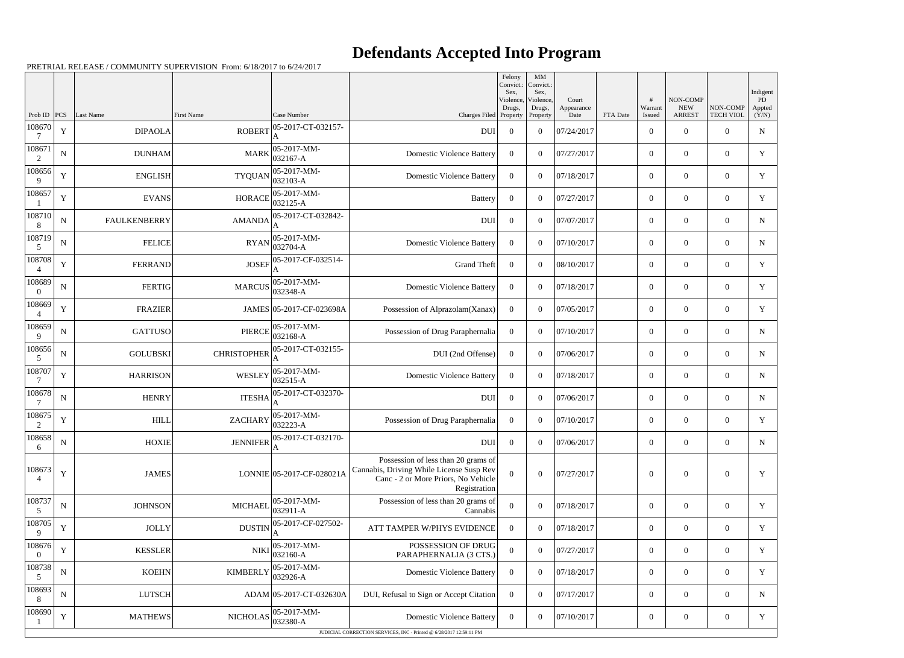# Defendants Accepted Into Program

PRETRIAL RELEASE / COMMUNITY SUPERVISION From: 6/18/2017 to 6/24/2017

| Prob ID | PCS | Last Name | First Name | Case Number | Charges Filed | Felony Convict.: Sex, Violence, Drugs, Property | MM Convict.: Sex, Violence, Drugs, Property | Court Appearance Date | FTA Date | # Warrant Issued | NON-COMP NEW ARREST | NON-COMP TECH VIOL | Indigent PD Appted (Y/N) |
|---|---|---|---|---|---|---|---|---|---|---|---|---|---|
| 1086707 | Y | DIPAOLA | ROBERT | 05-2017-CT-032157-A | DUI | 0 | 0 | 07/24/2017 | | 0 | 0 | 0 | N |
| 1086712 | N | DUNHAM | MARK | 05-2017-MM-032167-A | Domestic Violence Battery | 0 | 0 | 07/27/2017 | | 0 | 0 | 0 | Y |
| 1086569 | Y | ENGLISH | TYQUAN | 05-2017-MM-032103-A | Domestic Violence Battery | 0 | 0 | 07/18/2017 | | 0 | 0 | 0 | Y |
| 1086571 | Y | EVANS | HORACE | 05-2017-MM-032125-A | Battery | 0 | 0 | 07/27/2017 | | 0 | 0 | 0 | Y |
| 1087108 | N | FAULKENBERRY | AMANDA | 05-2017-CT-032842-A | DUI | 0 | 0 | 07/07/2017 | | 0 | 0 | 0 | N |
| 1087195 | N | FELICE | RYAN | 05-2017-MM-032704-A | Domestic Violence Battery | 0 | 0 | 07/10/2017 | | 0 | 0 | 0 | N |
| 1087084 | Y | FERRAND | JOSEF | 05-2017-CF-032514-A | Grand Theft | 0 | 0 | 08/10/2017 | | 0 | 0 | 0 | Y |
| 1086890 | N | FERTIG | MARCUS | 05-2017-MM-032348-A | Domestic Violence Battery | 0 | 0 | 07/18/2017 | | 0 | 0 | 0 | Y |
| 1086694 | Y | FRAZIER | JAMES | 05-2017-CF-023698A | Possession of Alprazolam(Xanax) | 0 | 0 | 07/05/2017 | | 0 | 0 | 0 | Y |
| 1086599 | N | GATTUSO | PIERCE | 05-2017-MM-032168-A | Possession of Drug Paraphernalia | 0 | 0 | 07/10/2017 | | 0 | 0 | 0 | N |
| 1086565 | N | GOLUBSKI | CHRISTOPHER | 05-2017-CT-032155-A | DUI (2nd Offense) | 0 | 0 | 07/06/2017 | | 0 | 0 | 0 | N |
| 1087077 | Y | HARRISON | WESLEY | 05-2017-MM-032515-A | Domestic Violence Battery | 0 | 0 | 07/18/2017 | | 0 | 0 | 0 | N |
| 1086787 | N | HENRY | ITESHA | 05-2017-CT-032370-A | DUI | 0 | 0 | 07/06/2017 | | 0 | 0 | 0 | N |
| 1086752 | Y | HILL | ZACHARY | 05-2017-MM-032223-A | Possession of Drug Paraphernalia | 0 | 0 | 07/10/2017 | | 0 | 0 | 0 | Y |
| 1086586 | N | HOXIE | JENNIFER | 05-2017-CT-032170-A | DUI | 0 | 0 | 07/06/2017 | | 0 | 0 | 0 | N |
| 1086734 | Y | JAMES | LONNIE | 05-2017-CF-028021A | Possession of less than 20 grams of Cannabis, Driving While License Susp Rev Canc - 2 or More Priors, No Vehicle Registration | 0 | 0 | 07/27/2017 | | 0 | 0 | 0 | Y |
| 1087375 | N | JOHNSON | MICHAEL | 05-2017-MM-032911-A | Possession of less than 20 grams of Cannabis | 0 | 0 | 07/18/2017 | | 0 | 0 | 0 | Y |
| 1087059 | Y | JOLLY | DUSTIN | 05-2017-CF-027502-A | ATT TAMPER W/PHYS EVIDENCE | 0 | 0 | 07/18/2017 | | 0 | 0 | 0 | Y |
| 1086760 | Y | KESSLER | NIKI | 05-2017-MM-032160-A | POSSESSION OF DRUG PARAPHERNALIA (3 CTS.) | 0 | 0 | 07/27/2017 | | 0 | 0 | 0 | Y |
| 1087385 | N | KOEHN | KIMBERLY | 05-2017-MM-032926-A | Domestic Violence Battery | 0 | 0 | 07/18/2017 | | 0 | 0 | 0 | Y |
| 1086938 | N | LUTSCH | ADAM | 05-2017-CT-032630A | DUI, Refusal to Sign or Accept Citation | 0 | 0 | 07/17/2017 | | 0 | 0 | 0 | N |
| 1086901 | Y | MATHEWS | NICHOLAS | 05-2017-MM-032380-A | Domestic Violence Battery | 0 | 0 | 07/10/2017 | | 0 | 0 | 0 | Y |

JUDICIAL CORRECTION SERVICES, INC - Printed @ 6/28/2017 12:59:11 PM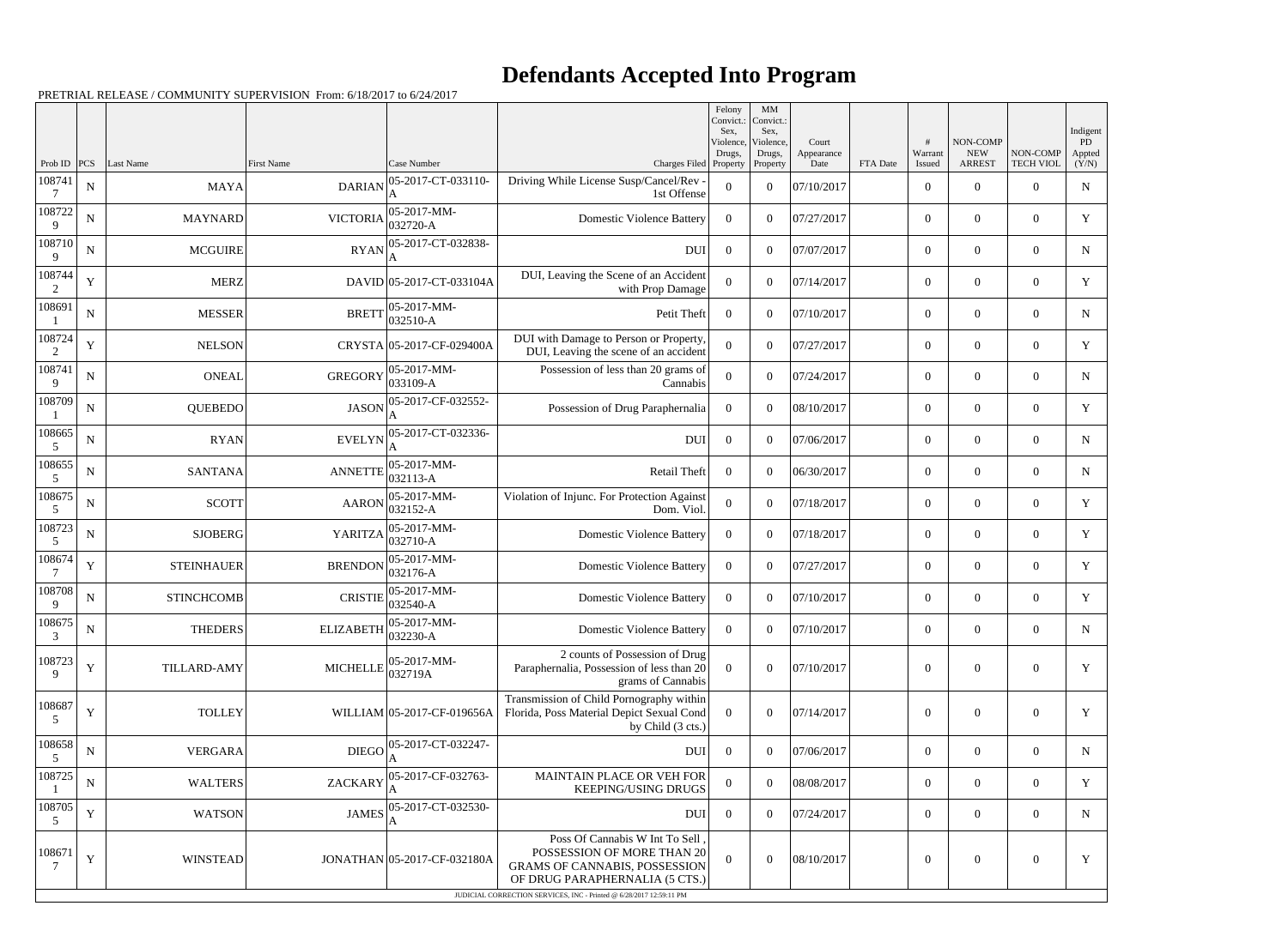# Defendants Accepted Into Program

PRETRIAL RELEASE / COMMUNITY SUPERVISION From: 6/18/2017 to 6/24/2017

| Prob ID | PCS | Last Name | First Name | Case Number | Charges Filed | Felony Convict.: Sex, Violence, Drugs, Property | MM Convict.: Sex, Violence, Drugs, Property | Court Appearance Date | FTA Date | # Warrant Issued | NON-COMP NEW ARREST | NON-COMP TECH VIOL | Indigent PD Appted (Y/N) |
|---|---|---|---|---|---|---|---|---|---|---|---|---|---|
| 1087417 | N | MAYA | DARIAN | 05-2017-CT-033110-A | Driving While License Susp/Cancel/Rev - 1st Offense | 0 | 0 | 07/10/2017 | | 0 | 0 | 0 | N |
| 1087229 | N | MAYNARD | VICTORIA | 05-2017-MM-032720-A | Domestic Violence Battery | 0 | 0 | 07/27/2017 | | 0 | 0 | 0 | Y |
| 1087109 | N | MCGUIRE | RYAN | 05-2017-CT-032838-A | DUI | 0 | 0 | 07/07/2017 | | 0 | 0 | 0 | N |
| 1087442 | Y | MERZ | DAVID | 05-2017-CT-033104A | DUI, Leaving the Scene of an Accident with Prop Damage | 0 | 0 | 07/14/2017 | | 0 | 0 | 0 | Y |
| 1086911 | N | MESSER | BRETT | 05-2017-MM-032510-A | Petit Theft | 0 | 0 | 07/10/2017 | | 0 | 0 | 0 | N |
| 1087242 | Y | NELSON | CRYSTA | 05-2017-CF-029400A | DUI with Damage to Person or Property, DUI, Leaving the scene of an accident | 0 | 0 | 07/27/2017 | | 0 | 0 | 0 | Y |
| 1087419 | N | ONEAL | GREGORY | 05-2017-MM-033109-A | Possession of less than 20 grams of Cannabis | 0 | 0 | 07/24/2017 | | 0 | 0 | 0 | N |
| 1087091 | N | QUEBEDO | JASON | 05-2017-CF-032552-A | Possession of Drug Paraphernalia | 0 | 0 | 08/10/2017 | | 0 | 0 | 0 | Y |
| 1086655 | N | RYAN | EVELYN | 05-2017-CT-032336-A | DUI | 0 | 0 | 07/06/2017 | | 0 | 0 | 0 | N |
| 1086555 | N | SANTANA | ANNETTE | 05-2017-MM-032113-A | Retail Theft | 0 | 0 | 06/30/2017 | | 0 | 0 | 0 | N |
| 1086755 | N | SCOTT | AARON | 05-2017-MM-032152-A | Violation of Injunc. For Protection Against Dom. Viol. | 0 | 0 | 07/18/2017 | | 0 | 0 | 0 | Y |
| 1087235 | N | SJOBERG | YARITZA | 05-2017-MM-032710-A | Domestic Violence Battery | 0 | 0 | 07/18/2017 | | 0 | 0 | 0 | Y |
| 1086747 | Y | STEINHAUER | BRENDON | 05-2017-MM-032176-A | Domestic Violence Battery | 0 | 0 | 07/27/2017 | | 0 | 0 | 0 | Y |
| 1087089 | N | STINCHCOMB | CRISTIE | 05-2017-MM-032540-A | Domestic Violence Battery | 0 | 0 | 07/10/2017 | | 0 | 0 | 0 | Y |
| 1086753 | N | THEDERS | ELIZABETH | 05-2017-MM-032230-A | Domestic Violence Battery | 0 | 0 | 07/10/2017 | | 0 | 0 | 0 | N |
| 1087239 | Y | TILLARD-AMY | MICHELLE | 05-2017-MM-032719A | 2 counts of Possession of Drug Paraphernalia, Possession of less than 20 grams of Cannabis | 0 | 0 | 07/10/2017 | | 0 | 0 | 0 | Y |
| 1086875 | Y | TOLLEY | WILLIAM | 05-2017-CF-019656A | Transmission of Child Pornography within Florida, Poss Material Depict Sexual Cond by Child (3 cts.) | 0 | 0 | 07/14/2017 | | 0 | 0 | 0 | Y |
| 1086585 | N | VERGARA | DIEGO | 05-2017-CT-032247-A | DUI | 0 | 0 | 07/06/2017 | | 0 | 0 | 0 | N |
| 1087251 | N | WALTERS | ZACKARY | 05-2017-CF-032763-A | MAINTAIN PLACE OR VEH FOR KEEPING/USING DRUGS | 0 | 0 | 08/08/2017 | | 0 | 0 | 0 | Y |
| 1087055 | Y | WATSON | JAMES | 05-2017-CT-032530-A | DUI | 0 | 0 | 07/24/2017 | | 0 | 0 | 0 | N |
| 1086717 | Y | WINSTEAD | JONATHAN | 05-2017-CF-032180A | Poss Of Cannabis W Int To Sell , POSSESSION OF MORE THAN 20 GRAMS OF CANNABIS, POSSESSION OF DRUG PARAPHERNALIA (5 CTS.) | 0 | 0 | 08/10/2017 | | 0 | 0 | 0 | Y |

JUDICIAL CORRECTION SERVICES, INC - Printed @ 6/28/2017 12:59:11 PM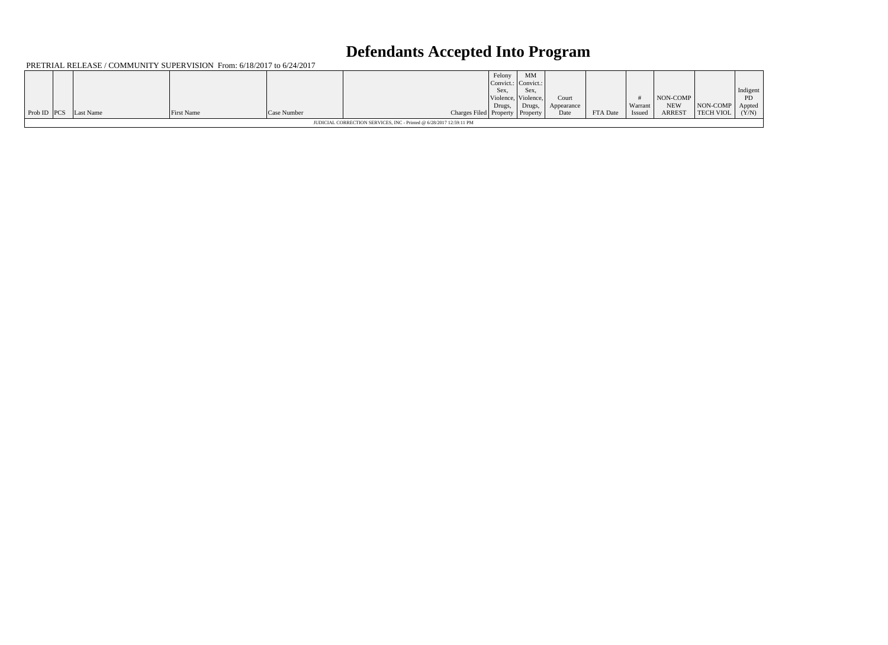# Defendants Accepted Into Program

PRETRIAL RELEASE / COMMUNITY SUPERVISION From: 6/18/2017 to 6/24/2017

| Prob ID | PCS | Last Name | First Name | Case Number | Charges Filed | Felony Convict.: Sex, Violence, Drugs, Property | MM Convict.: Sex, Violence, Drugs, Property | Court Appearance Date | FTA Date | # Warrant Issued | NON-COMP NEW ARREST | NON-COMP TECH VIOL | Indigent PD Appted (Y/N) |
|---|---|---|---|---|---|---|---|---|---|---|---|---|---|

JUDICIAL CORRECTION SERVICES, INC - Printed @ 6/28/2017 12:59:11 PM